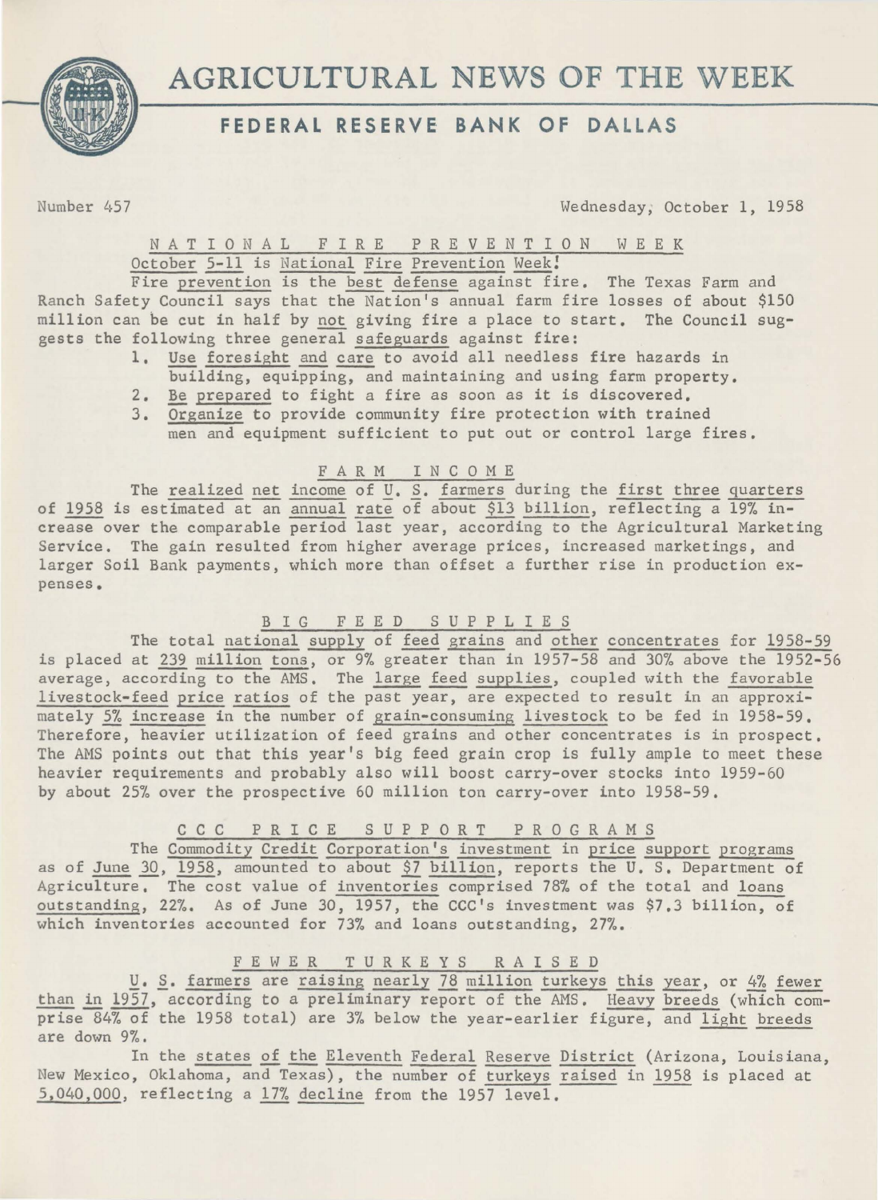# AGRICULTURAL NEWS OF THE WEEK

## FEDERAL RESERVE BANK OF DALLAS

Number 457 Wednesday, October 1, 1958

### NATIONAL FIRE PREVENTION WEEK

October 5-11 is National Fire Prevention Week!

Fire prevention is the best defense against fire. The Texas Farm and Ranch Safety Council says that the Nation's annual farm fire losses of about $150 million can be cut in half by not giving fire a place to start. The Council suggests the following three general safeguards against fire:

1. Use foresight and care to avoid all needless fire hazards in building, equipping, and maintaining and using farm property.
2. Be prepared to fight a fire as soon as it is discovered.
3. Organize to provide community fire protection with trained men and equipment sufficient to put out or control large fires.

### FARM INCOME

The realized net income of U. S. farmers during the first three quarters of 1958 is estimated at an annual rate of about $13 billion, reflecting a 19% increase over the comparable period last year, according to the Agricultural Marketing Service. The gain resulted from higher average prices, increased marketings, and larger Soil Bank payments, which more than offset a further rise in production expenses.

### BIG FEED SUPPLIES

The total national supply of feed grains and other concentrates for 1958-59 is placed at 239 million tons, or 9% greater than in 1957-58 and 30% above the 1952-56 average, according to the AMS. The large feed supplies, coupled with the favorable livestock-feed price ratios of the past year, are expected to result in an approximately 5% increase in the number of grain-consuming livestock to be fed in 1958-59. Therefore, heavier utilization of feed grains and other concentrates is in prospect. The AMS points out that this year's big feed grain crop is fully ample to meet these heavier requirements and probably also will boost carry-over stocks into 1959-60 by about 25% over the prospective 60 million ton carry-over into 1958-59.

### CCC PRICE SUPPORT PROGRAMS

The Commodity Credit Corporation's investment in price support programs as of June 30, 1958, amounted to about $7 billion, reports the U. S. Department of Agriculture. The cost value of inventories comprised 78% of the total and loans outstanding, 22%. As of June 30, 1957, the CCC's investment was $7.3 billion, of which inventories accounted for 73% and loans outstanding, 27%.

### FEWER TURKEYS RAISED

U. S. farmers are raising nearly 78 million turkeys this year, or 4% fewer than in 1957, according to a preliminary report of the AMS. Heavy breeds (which comprise 84% of the 1958 total) are 3% below the year-earlier figure, and light breeds are down 9%.

In the states of the Eleventh Federal Reserve District (Arizona, Louisiana, New Mexico, Oklahoma, and Texas), the number of turkeys raised in 1958 is placed at 5,040,000, reflecting a 17% decline from the 1957 level.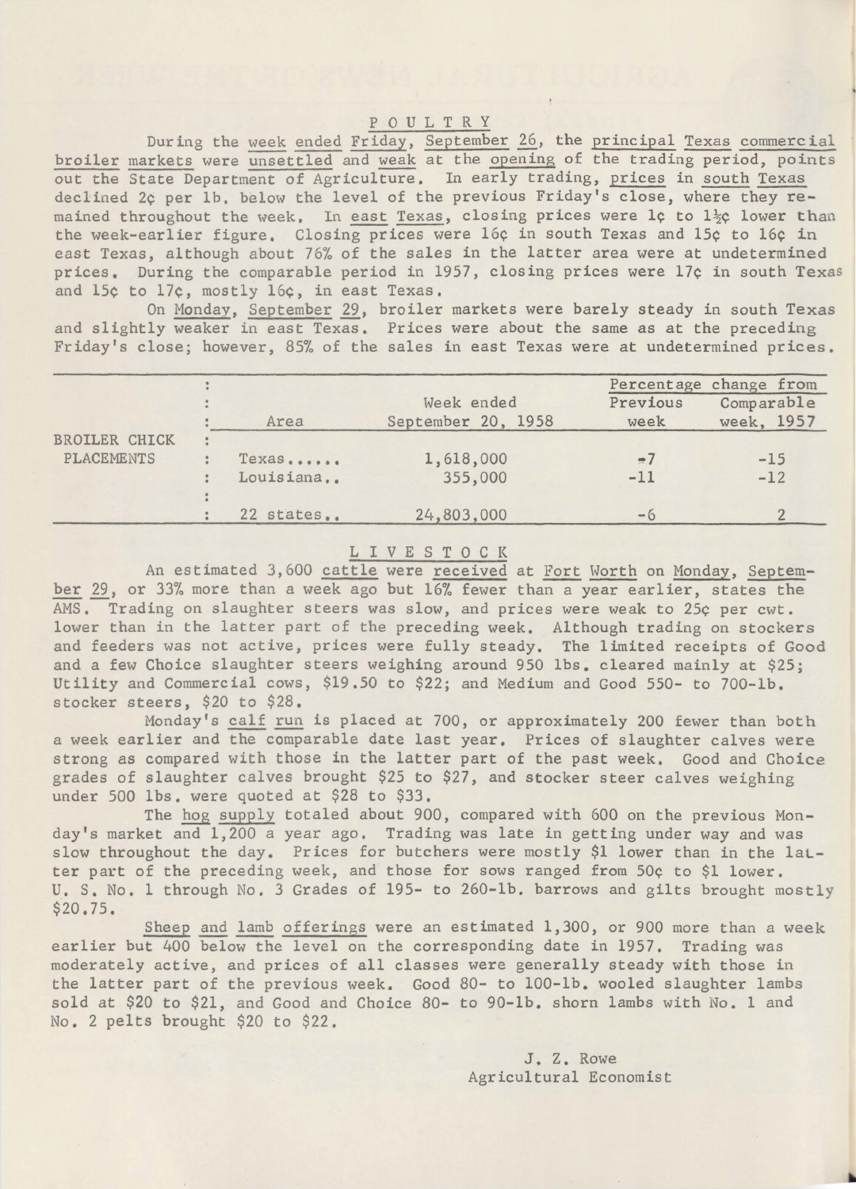## POULTRY

During the week ended Friday, September 26, the principal Texas commercial broiler markets were unsettled and weak at the opening of the trading period, points out the State Department of Agriculture. In early trading, prices in south Texas declined 2¢ per lb. below the level of the previous Friday's close, where they remained throughout the week. In east Texas, closing prices were 1¢ to 1½¢ lower than the week-earlier figure. Closing prices were 16¢ in south Texas and 15¢ to 16¢ in east Texas, although about 76% of the sales in the latter area were at undetermined prices. During the comparable period in 1957, closing prices were 17¢ in south Texas and 15¢ to 17¢, mostly 16¢, in east Texas.

On Monday, September 29, broiler markets were barely steady in south Texas and slightly weaker in east Texas. Prices were about the same as at the preceding Friday's close; however, 85% of the sales in east Texas were at undetermined prices.

| | Area | Week ended September 20, 1958 | Percentage change from Previous week | Percentage change from Comparable week, 1957 |
|---|---|---|---|---|
| BROILER CHICK PLACEMENTS | Texas...... | 1,618,000 | -7 | -15 |
| | Louisiana.. | 355,000 | -11 | -12 |
| | 22 states.. | 24,803,000 | -6 | 2 |

## LIVESTOCK

An estimated 3,600 cattle were received at Fort Worth on Monday, September 29, or 33% more than a week ago but 16% fewer than a year earlier, states the AMS. Trading on slaughter steers was slow, and prices were weak to 25¢ per cwt. lower than in the latter part of the preceding week. Although trading on stockers and feeders was not active, prices were fully steady. The limited receipts of Good and a few Choice slaughter steers weighing around 950 lbs. cleared mainly at $25; Utility and Commercial cows, $19.50 to $22; and Medium and Good 550- to 700-lb. stocker steers, $20 to $28.

Monday's calf run is placed at 700, or approximately 200 fewer than both a week earlier and the comparable date last year. Prices of slaughter calves were strong as compared with those in the latter part of the past week. Good and Choice grades of slaughter calves brought $25 to $27, and stocker steer calves weighing under 500 lbs. were quoted at $28 to $33.

The hog supply totaled about 900, compared with 600 on the previous Monday's market and 1,200 a year ago. Trading was late in getting under way and was slow throughout the day. Prices for butchers were mostly $1 lower than in the latter part of the preceding week, and those for sows ranged from 50¢ to $1 lower. U. S. No. 1 through No. 3 Grades of 195- to 260-lb. barrows and gilts brought mostly $20.75.

Sheep and lamb offerings were an estimated 1,300, or 900 more than a week earlier but 400 below the level on the corresponding date in 1957. Trading was moderately active, and prices of all classes were generally steady with those in the latter part of the previous week. Good 80- to 100-lb. wooled slaughter lambs sold at $20 to $21, and Good and Choice 80- to 90-lb. shorn lambs with No. 1 and No. 2 pelts brought $20 to $22.

J. Z. Rowe
Agricultural Economist